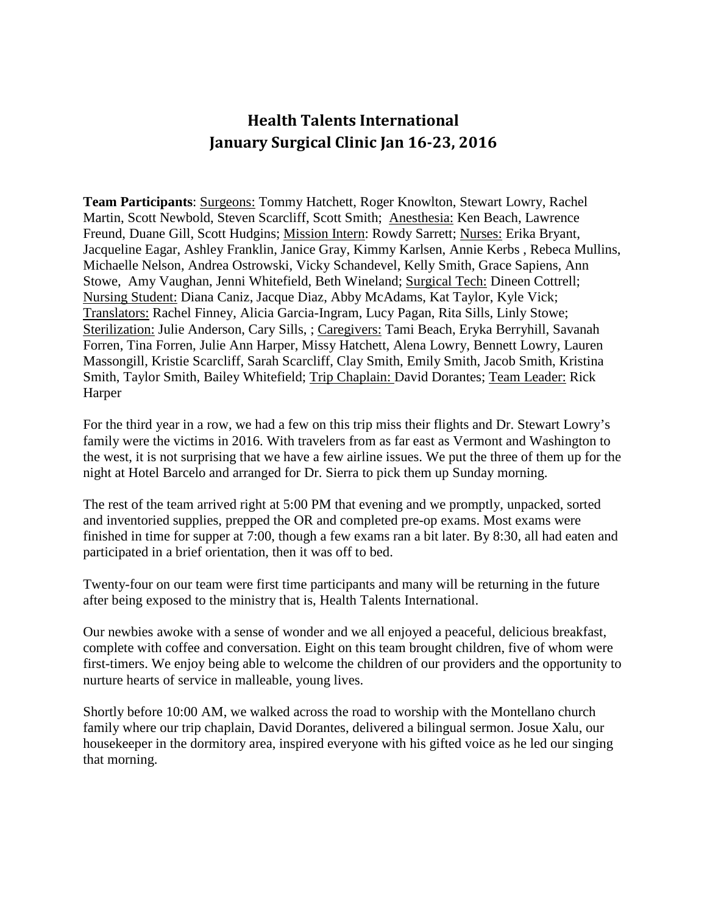# Health Talents International
# January Surgical Clinic Jan 16-23, 2016

**Team Participants**: Surgeons: Tommy Hatchett, Roger Knowlton, Stewart Lowry, Rachel Martin, Scott Newbold, Steven Scarcliff, Scott Smith; Anesthesia: Ken Beach, Lawrence Freund, Duane Gill, Scott Hudgins; Mission Intern: Rowdy Sarrett; Nurses: Erika Bryant, Jacqueline Eagar, Ashley Franklin, Janice Gray, Kimmy Karlsen, Annie Kerbs , Rebeca Mullins, Michaelle Nelson, Andrea Ostrowski, Vicky Schandevel, Kelly Smith, Grace Sapiens, Ann Stowe, Amy Vaughan, Jenni Whitefield, Beth Wineland; Surgical Tech: Dineen Cottrell; Nursing Student: Diana Caniz, Jacque Diaz, Abby McAdams, Kat Taylor, Kyle Vick; Translators: Rachel Finney, Alicia Garcia-Ingram, Lucy Pagan, Rita Sills, Linly Stowe; Sterilization: Julie Anderson, Cary Sills, ; Caregivers: Tami Beach, Eryka Berryhill, Savanah Forren, Tina Forren, Julie Ann Harper, Missy Hatchett, Alena Lowry, Bennett Lowry, Lauren Massongill, Kristie Scarcliff, Sarah Scarcliff, Clay Smith, Emily Smith, Jacob Smith, Kristina Smith, Taylor Smith, Bailey Whitefield; Trip Chaplain: David Dorantes; Team Leader: Rick Harper

For the third year in a row, we had a few on this trip miss their flights and Dr. Stewart Lowry's family were the victims in 2016. With travelers from as far east as Vermont and Washington to the west, it is not surprising that we have a few airline issues. We put the three of them up for the night at Hotel Barcelo and arranged for Dr. Sierra to pick them up Sunday morning.

The rest of the team arrived right at 5:00 PM that evening and we promptly, unpacked, sorted and inventoried supplies, prepped the OR and completed pre-op exams. Most exams were finished in time for supper at 7:00, though a few exams ran a bit later. By 8:30, all had eaten and participated in a brief orientation, then it was off to bed.

Twenty-four on our team were first time participants and many will be returning in the future after being exposed to the ministry that is, Health Talents International.

Our newbies awoke with a sense of wonder and we all enjoyed a peaceful, delicious breakfast, complete with coffee and conversation. Eight on this team brought children, five of whom were first-timers. We enjoy being able to welcome the children of our providers and the opportunity to nurture hearts of service in malleable, young lives.

Shortly before 10:00 AM, we walked across the road to worship with the Montellano church family where our trip chaplain, David Dorantes, delivered a bilingual sermon. Josue Xalu, our housekeeper in the dormitory area, inspired everyone with his gifted voice as he led our singing that morning.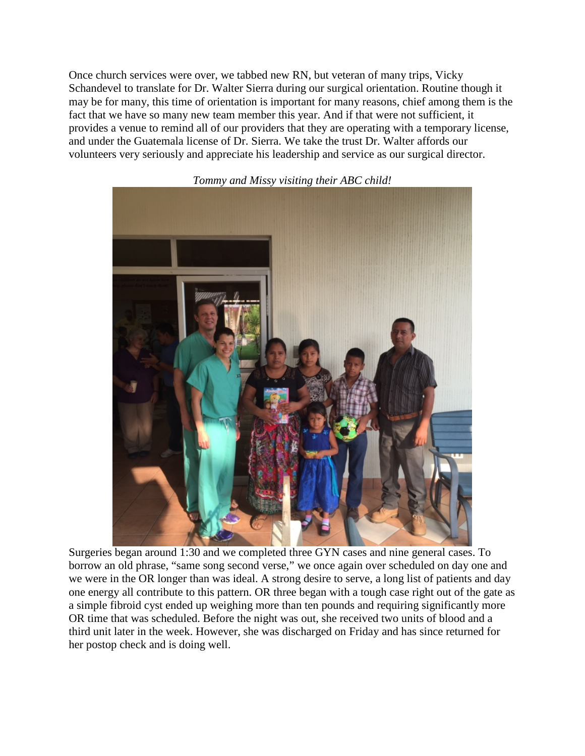Once church services were over, we tabbed new RN, but veteran of many trips, Vicky Schandevel to translate for Dr. Walter Sierra during our surgical orientation. Routine though it may be for many, this time of orientation is important for many reasons, chief among them is the fact that we have so many new team member this year. And if that were not sufficient, it provides a venue to remind all of our providers that they are operating with a temporary license, and under the Guatemala license of Dr. Sierra. We take the trust Dr. Walter affords our volunteers very seriously and appreciate his leadership and service as our surgical director.

*Tommy and Missy visiting their ABC child!*

Surgeries began around 1:30 and we completed three GYN cases and nine general cases. To borrow an old phrase, "same song second verse," we once again over scheduled on day one and we were in the OR longer than was ideal. A strong desire to serve, a long list of patients and day one energy all contribute to this pattern. OR three began with a tough case right out of the gate as a simple fibroid cyst ended up weighing more than ten pounds and requiring significantly more OR time that was scheduled. Before the night was out, she received two units of blood and a third unit later in the week. However, she was discharged on Friday and has since returned for her postop check and is doing well.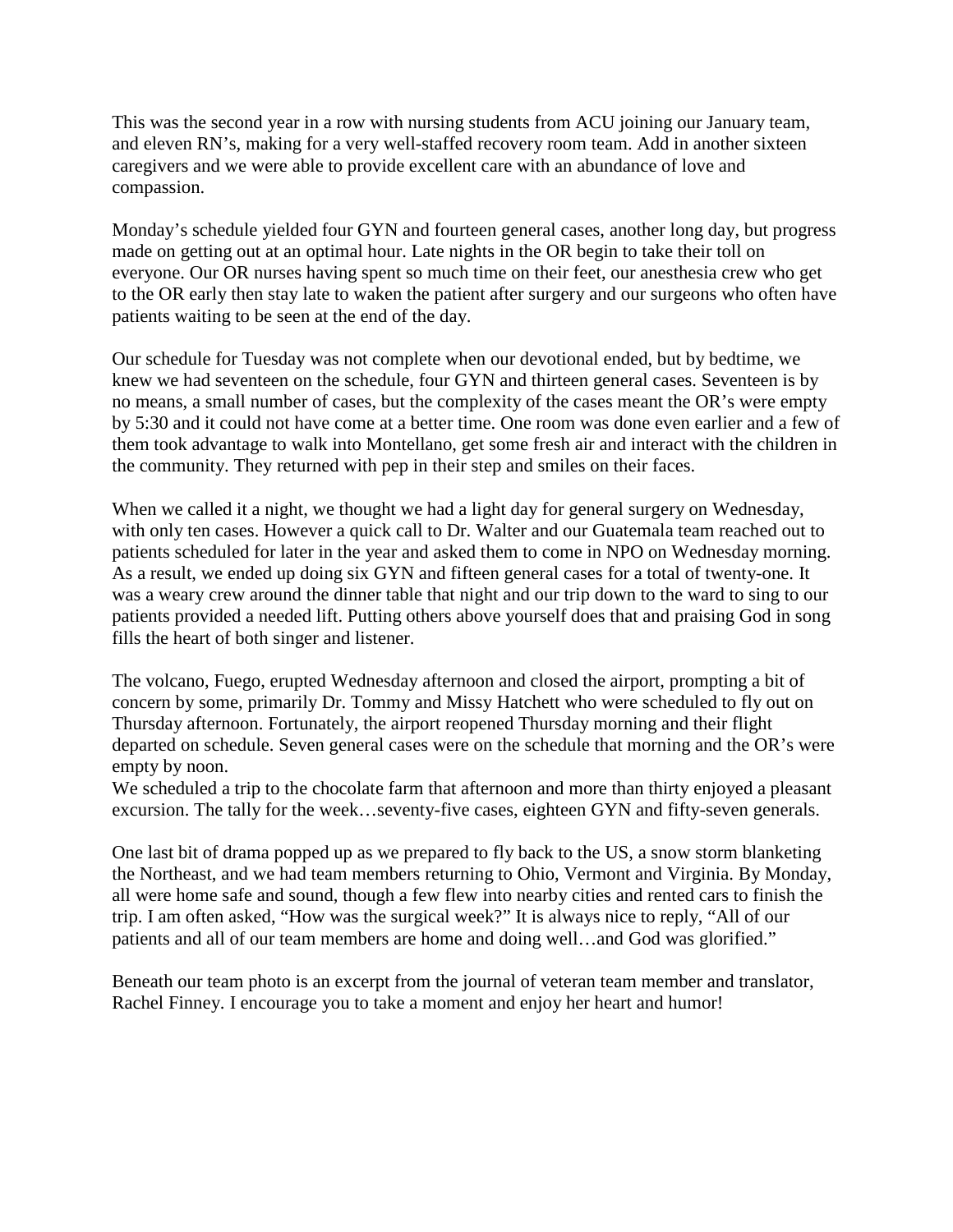This was the second year in a row with nursing students from ACU joining our January team, and eleven RN's, making for a very well-staffed recovery room team. Add in another sixteen caregivers and we were able to provide excellent care with an abundance of love and compassion.

Monday's schedule yielded four GYN and fourteen general cases, another long day, but progress made on getting out at an optimal hour. Late nights in the OR begin to take their toll on everyone. Our OR nurses having spent so much time on their feet, our anesthesia crew who get to the OR early then stay late to waken the patient after surgery and our surgeons who often have patients waiting to be seen at the end of the day.

Our schedule for Tuesday was not complete when our devotional ended, but by bedtime, we knew we had seventeen on the schedule, four GYN and thirteen general cases. Seventeen is by no means, a small number of cases, but the complexity of the cases meant the OR's were empty by 5:30 and it could not have come at a better time. One room was done even earlier and a few of them took advantage to walk into Montellano, get some fresh air and interact with the children in the community. They returned with pep in their step and smiles on their faces.

When we called it a night, we thought we had a light day for general surgery on Wednesday, with only ten cases. However a quick call to Dr. Walter and our Guatemala team reached out to patients scheduled for later in the year and asked them to come in NPO on Wednesday morning. As a result, we ended up doing six GYN and fifteen general cases for a total of twenty-one. It was a weary crew around the dinner table that night and our trip down to the ward to sing to our patients provided a needed lift. Putting others above yourself does that and praising God in song fills the heart of both singer and listener.

The volcano, Fuego, erupted Wednesday afternoon and closed the airport, prompting a bit of concern by some, primarily Dr. Tommy and Missy Hatchett who were scheduled to fly out on Thursday afternoon. Fortunately, the airport reopened Thursday morning and their flight departed on schedule. Seven general cases were on the schedule that morning and the OR's were empty by noon.
We scheduled a trip to the chocolate farm that afternoon and more than thirty enjoyed a pleasant excursion. The tally for the week…seventy-five cases, eighteen GYN and fifty-seven generals.

One last bit of drama popped up as we prepared to fly back to the US, a snow storm blanketing the Northeast, and we had team members returning to Ohio, Vermont and Virginia. By Monday, all were home safe and sound, though a few flew into nearby cities and rented cars to finish the trip. I am often asked, "How was the surgical week?" It is always nice to reply, "All of our patients and all of our team members are home and doing well…and God was glorified."

Beneath our team photo is an excerpt from the journal of veteran team member and translator, Rachel Finney. I encourage you to take a moment and enjoy her heart and humor!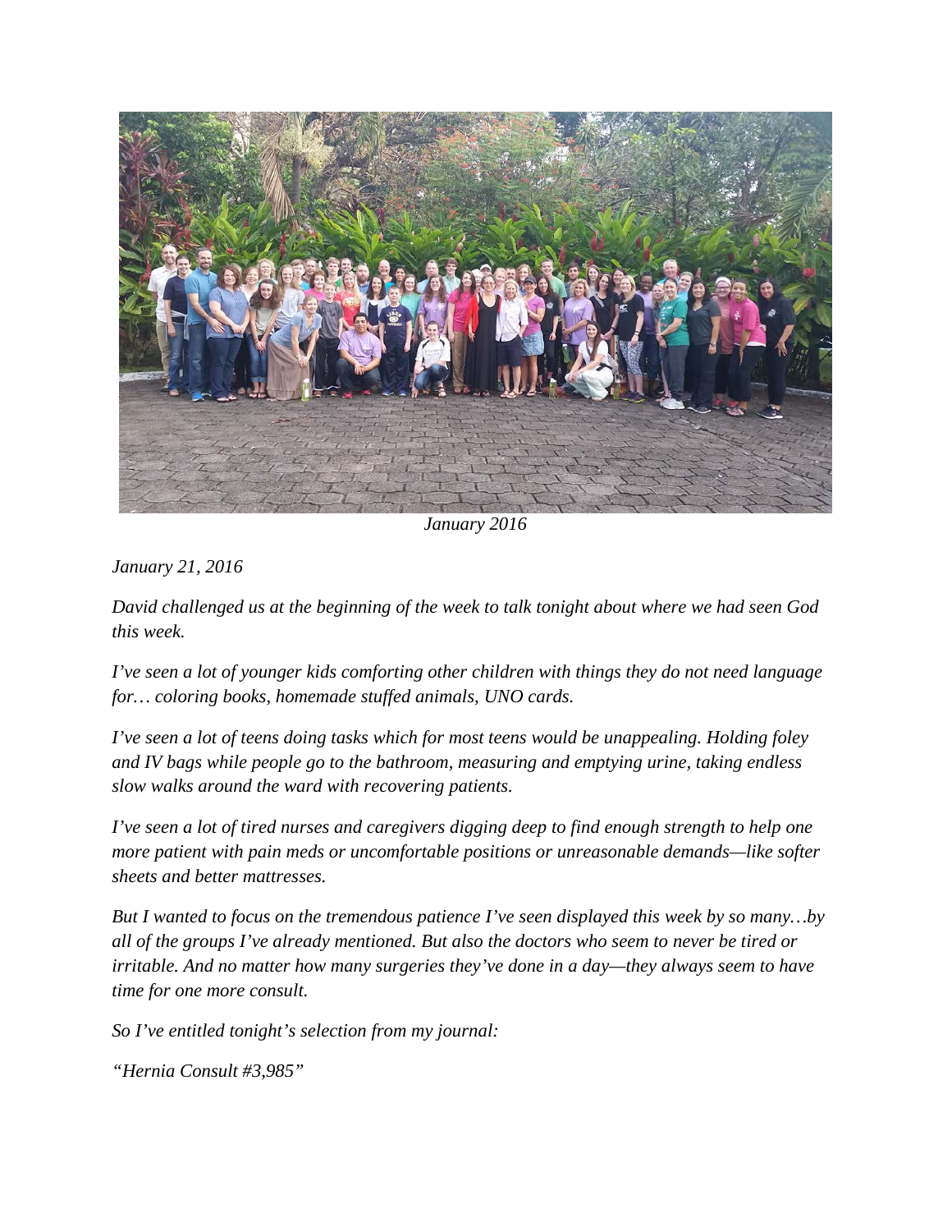*January 2016*

*January 21, 2016*

*David challenged us at the beginning of the week to talk tonight about where we had seen God this week.*

*I've seen a lot of younger kids comforting other children with things they do not need language for… coloring books, homemade stuffed animals, UNO cards.*

*I've seen a lot of teens doing tasks which for most teens would be unappealing. Holding foley and IV bags while people go to the bathroom, measuring and emptying urine, taking endless slow walks around the ward with recovering patients.*

*I've seen a lot of tired nurses and caregivers digging deep to find enough strength to help one more patient with pain meds or uncomfortable positions or unreasonable demands—like softer sheets and better mattresses.*

*But I wanted to focus on the tremendous patience I've seen displayed this week by so many…by all of the groups I've already mentioned. But also the doctors who seem to never be tired or irritable. And no matter how many surgeries they've done in a day—they always seem to have time for one more consult.*

*So I've entitled tonight's selection from my journal:*

*"Hernia Consult #3,985"*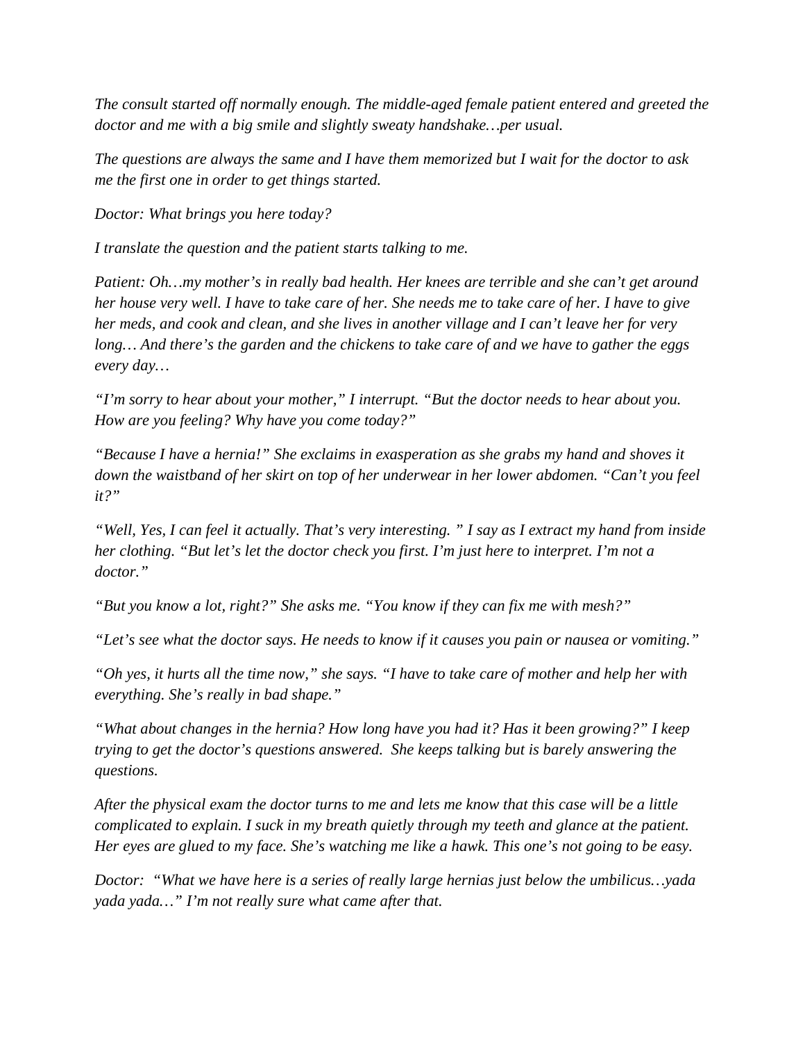*The consult started off normally enough. The middle-aged female patient entered and greeted the doctor and me with a big smile and slightly sweaty handshake…per usual.*

*The questions are always the same and I have them memorized but I wait for the doctor to ask me the first one in order to get things started.*

*Doctor: What brings you here today?*

*I translate the question and the patient starts talking to me.*

*Patient: Oh…my mother's in really bad health. Her knees are terrible and she can't get around her house very well. I have to take care of her. She needs me to take care of her. I have to give her meds, and cook and clean, and she lives in another village and I can't leave her for very long… And there's the garden and the chickens to take care of and we have to gather the eggs every day…*

*"I'm sorry to hear about your mother," I interrupt. "But the doctor needs to hear about you. How are you feeling? Why have you come today?"*

*"Because I have a hernia!" She exclaims in exasperation as she grabs my hand and shoves it down the waistband of her skirt on top of her underwear in her lower abdomen. "Can't you feel it?"*

*"Well, Yes, I can feel it actually. That's very interesting. " I say as I extract my hand from inside her clothing. "But let's let the doctor check you first. I'm just here to interpret. I'm not a doctor."*

*"But you know a lot, right?" She asks me. "You know if they can fix me with mesh?"*

*"Let's see what the doctor says. He needs to know if it causes you pain or nausea or vomiting."*

*"Oh yes, it hurts all the time now," she says. "I have to take care of mother and help her with everything. She's really in bad shape."*

*"What about changes in the hernia? How long have you had it? Has it been growing?" I keep trying to get the doctor's questions answered. She keeps talking but is barely answering the questions.*

*After the physical exam the doctor turns to me and lets me know that this case will be a little complicated to explain. I suck in my breath quietly through my teeth and glance at the patient. Her eyes are glued to my face. She's watching me like a hawk. This one's not going to be easy.*

*Doctor: "What we have here is a series of really large hernias just below the umbilicus…yada yada yada…" I'm not really sure what came after that.*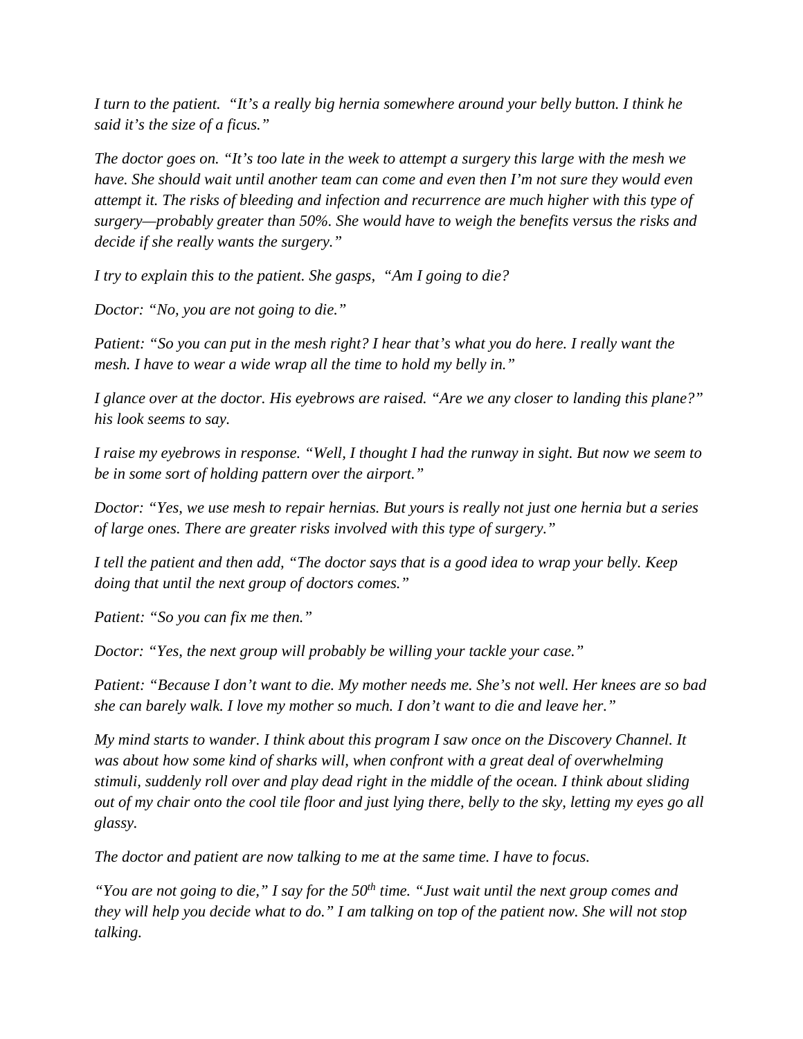*I turn to the patient. "It's a really big hernia somewhere around your belly button. I think he said it's the size of a ficus."*

*The doctor goes on. "It's too late in the week to attempt a surgery this large with the mesh we have. She should wait until another team can come and even then I'm not sure they would even attempt it. The risks of bleeding and infection and recurrence are much higher with this type of surgery—probably greater than 50%. She would have to weigh the benefits versus the risks and decide if she really wants the surgery."*

*I try to explain this to the patient. She gasps, "Am I going to die?*

*Doctor: "No, you are not going to die."*

*Patient: "So you can put in the mesh right? I hear that's what you do here. I really want the mesh. I have to wear a wide wrap all the time to hold my belly in."*

*I glance over at the doctor. His eyebrows are raised. "Are we any closer to landing this plane?" his look seems to say.*

*I raise my eyebrows in response. "Well, I thought I had the runway in sight. But now we seem to be in some sort of holding pattern over the airport."*

*Doctor: "Yes, we use mesh to repair hernias. But yours is really not just one hernia but a series of large ones. There are greater risks involved with this type of surgery."*

*I tell the patient and then add, "The doctor says that is a good idea to wrap your belly. Keep doing that until the next group of doctors comes."*

*Patient: "So you can fix me then."*

*Doctor: "Yes, the next group will probably be willing your tackle your case."*

*Patient: "Because I don't want to die. My mother needs me. She's not well. Her knees are so bad she can barely walk. I love my mother so much. I don't want to die and leave her."*

*My mind starts to wander. I think about this program I saw once on the Discovery Channel. It was about how some kind of sharks will, when confront with a great deal of overwhelming stimuli, suddenly roll over and play dead right in the middle of the ocean. I think about sliding out of my chair onto the cool tile floor and just lying there, belly to the sky, letting my eyes go all glassy.*

*The doctor and patient are now talking to me at the same time. I have to focus.*

*"You are not going to die," I say for the 50th time. "Just wait until the next group comes and they will help you decide what to do." I am talking on top of the patient now. She will not stop talking.*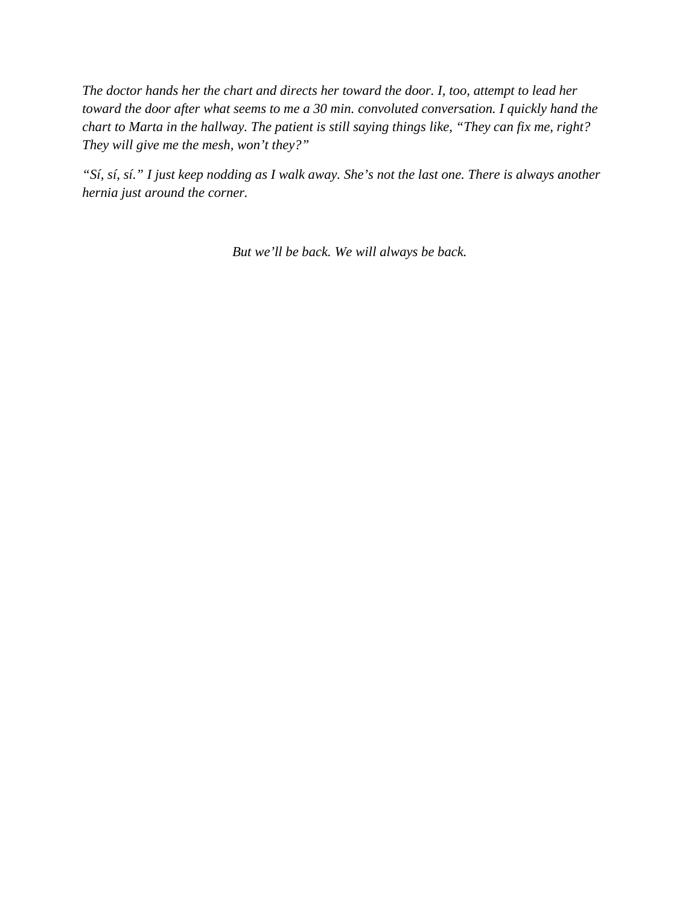*The doctor hands her the chart and directs her toward the door. I, too, attempt to lead her toward the door after what seems to me a 30 min. convoluted conversation. I quickly hand the chart to Marta in the hallway. The patient is still saying things like, "They can fix me, right? They will give me the mesh, won't they?"*

*"Sí, sí, sí." I just keep nodding as I walk away. She's not the last one. There is always another hernia just around the corner.*

*But we'll be back. We will always be back.*